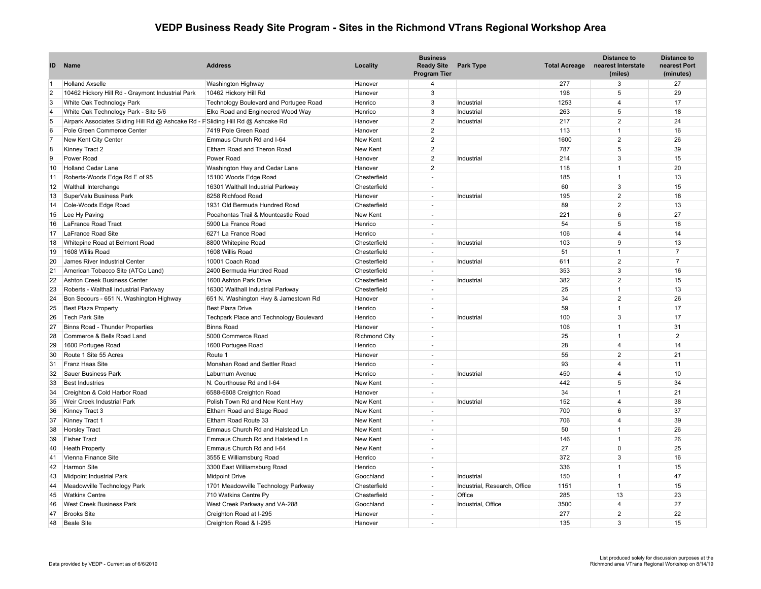# VEDP Business Ready Site Program - Sites in the Richmond VTrans Regional Workshop Area

| ID | Name | Address | Locality | Business Ready Site Program Tier | Park Type | Total Acreage | Distance to nearest Interstate (miles) | Distance to nearest Port (minutes) |
|---|---|---|---|---|---|---|---|---|
| 1 | Holland Axselle | Washington Highway | Hanover | 4 | | 277 | 3 | 27 |
| 2 | 10462 Hickory Hill Rd - Graymont Industrial Park | 10462 Hickory Hill Rd | Hanover | 3 | | 198 | 5 | 29 |
| 3 | White Oak Technology Park | Technology Boulevard and Portugee Road | Henrico | 3 | Industrial | 1253 | 4 | 17 |
| 4 | White Oak Technology Park - Site 5/6 | Elko Road and Engineered Wood Way | Henrico | 3 | Industrial | 263 | 5 | 18 |
| 5 | Airpark Associates Sliding Hill Rd @ Ashcake Rd - P | Sliding Hill Rd @ Ashcake Rd | Hanover | 2 | Industrial | 217 | 2 | 24 |
| 6 | Pole Green Commerce Center | 7419 Pole Green Road | Hanover | 2 | | 113 | 1 | 16 |
| 7 | New Kent City Center | Emmaus Church Rd and I-64 | New Kent | 2 | | 1600 | 2 | 26 |
| 8 | Kinney Tract 2 | Eltham Road and Theron Road | New Kent | 2 | | 787 | 5 | 39 |
| 9 | Power Road | Power Road | Hanover | 2 | Industrial | 214 | 3 | 15 |
| 10 | Holland Cedar Lane | Washington Hwy and Cedar Lane | Hanover | 2 | | 118 | 1 | 20 |
| 11 | Roberts-Woods Edge Rd E of 95 | 15100 Woods Edge Road | Chesterfield | - | | 185 | 1 | 13 |
| 12 | Walthall Interchange | 16301 Walthall Industrial Parkway | Chesterfield | - | | 60 | 3 | 15 |
| 13 | SuperValu Business Park | 8258 Richfood Road | Hanover | - | Industrial | 195 | 2 | 18 |
| 14 | Cole-Woods Edge Road | 1931 Old Bermuda Hundred Road | Chesterfield | - | | 89 | 2 | 13 |
| 15 | Lee Hy Paving | Pocahontas Trail & Mountcastle Road | New Kent | - | | 221 | 6 | 27 |
| 16 | LaFrance Road Tract | 5900 La France Road | Henrico | - | | 54 | 5 | 18 |
| 17 | LaFrance Road Site | 6271 La France Road | Henrico | - | | 106 | 4 | 14 |
| 18 | Whitepine Road at Belmont Road | 8800 Whitepine Road | Chesterfield | - | Industrial | 103 | 9 | 13 |
| 19 | 1608 Willis Road | 1608 Willis Road | Chesterfield | - | | 51 | 1 | 7 |
| 20 | James River Industrial Center | 10001 Coach Road | Chesterfield | - | Industrial | 611 | 2 | 7 |
| 21 | American Tobacco Site (ATCo Land) | 2400 Bermuda Hundred Road | Chesterfield | - | | 353 | 3 | 16 |
| 22 | Ashton Creek Business Center | 1600 Ashton Park Drive | Chesterfield | - | Industrial | 382 | 2 | 15 |
| 23 | Roberts - Walthall Industrial Parkway | 16300 Walthall Industrial Parkway | Chesterfield | - | | 25 | 1 | 13 |
| 24 | Bon Secours - 651 N. Washington Highway | 651 N. Washington Hwy & Jamestown Rd | Hanover | - | | 34 | 2 | 26 |
| 25 | Best Plaza Property | Best Plaza Drive | Henrico | - | | 59 | 1 | 17 |
| 26 | Tech Park Site | Techpark Place and Technology Boulevard | Henrico | - | Industrial | 100 | 3 | 17 |
| 27 | Binns Road - Thunder Properties | Binns Road | Hanover | - | | 106 | 1 | 31 |
| 28 | Commerce & Bells Road Land | 5000 Commerce Road | Richmond City | - | | 25 | 1 | 2 |
| 29 | 1600 Portugee Road | 1600 Portugee Road | Henrico | - | | 28 | 4 | 14 |
| 30 | Route 1 Site 55 Acres | Route 1 | Hanover | - | | 55 | 2 | 21 |
| 31 | Franz Haas Site | Monahan Road and Settler Road | Henrico | - | | 93 | 4 | 11 |
| 32 | Sauer Business Park | Laburnum Avenue | Henrico | - | Industrial | 450 | 4 | 10 |
| 33 | Best Industries | N. Courthouse Rd and I-64 | New Kent | - | | 442 | 5 | 34 |
| 34 | Creighton & Cold Harbor Road | 6588-6608 Creighton Road | Hanover | - | | 34 | 1 | 21 |
| 35 | Weir Creek Industrial Park | Polish Town Rd and New Kent Hwy | New Kent | - | Industrial | 152 | 4 | 38 |
| 36 | Kinney Tract 3 | Eltham Road and Stage Road | New Kent | - | | 700 | 6 | 37 |
| 37 | Kinney Tract 1 | Eltham Road Route 33 | New Kent | - | | 706 | 4 | 39 |
| 38 | Horsley Tract | Emmaus Church Rd and Halstead Ln | New Kent | - | | 50 | 1 | 26 |
| 39 | Fisher Tract | Emmaus Church Rd and Halstead Ln | New Kent | - | | 146 | 1 | 26 |
| 40 | Heath Property | Emmaus Church Rd and I-64 | New Kent | - | | 27 | 0 | 25 |
| 41 | Vienna Finance Site | 3555 E Williamsburg Road | Henrico | - | | 372 | 3 | 16 |
| 42 | Harmon Site | 3300 East Williamsburg Road | Henrico | - | | 336 | 1 | 15 |
| 43 | Midpoint Industrial Park | Midpoint Drive | Goochland | - | Industrial | 150 | 1 | 47 |
| 44 | Meadowville Technology Park | 1701 Meadowville Technology Parkway | Chesterfield | - | Industrial, Research, Office | 1151 | 1 | 15 |
| 45 | Watkins Centre | 710 Watkins Centre Py | Chesterfield | - | Office | 285 | 13 | 23 |
| 46 | West Creek Business Park | West Creek Parkway and VA-288 | Goochland | - | Industrial, Office | 3500 | 4 | 27 |
| 47 | Brooks Site | Creighton Road at I-295 | Hanover | - | | 277 | 2 | 22 |
| 48 | Beale Site | Creighton Road & I-295 | Hanover | - | | 135 | 3 | 15 |

Data provided by VEDP - Current as of 6/6/2019

List produced solely for discussion purposes at the Richmond area VTrans Regional Workshop on 8/14/19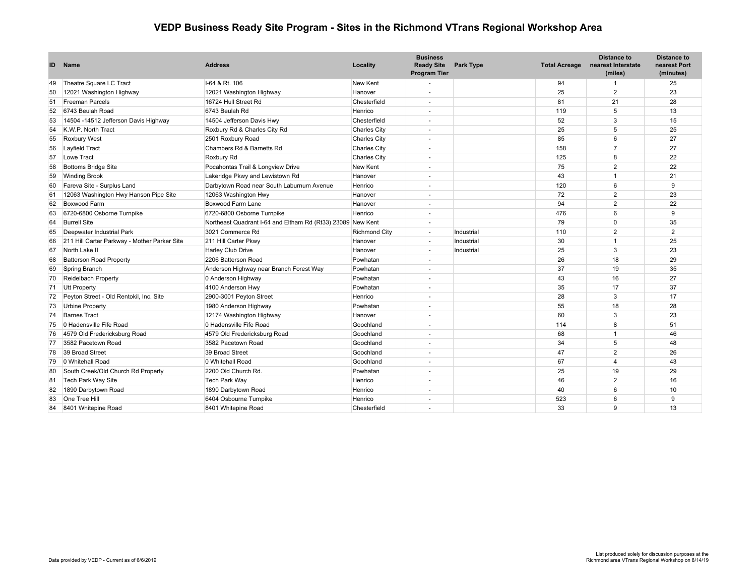# VEDP Business Ready Site Program - Sites in the Richmond VTrans Regional Workshop Area

| ID | Name | Address | Locality | Business Ready Site Program Tier | Park Type | Total Acreage | Distance to nearest Interstate (miles) | Distance to nearest Port (minutes) |
|---|---|---|---|---|---|---|---|---|
| 49 | Theatre Square LC Tract | I-64 & Rt. 106 | New Kent | - | | 94 | 1 | 25 |
| 50 | 12021 Washington Highway | 12021 Washington Highway | Hanover | - | | 25 | 2 | 23 |
| 51 | Freeman Parcels | 16724 Hull Street Rd | Chesterfield | - | | 81 | 21 | 28 |
| 52 | 6743 Beulah Road | 6743 Beulah Rd | Henrico | - | | 119 | 5 | 13 |
| 53 | 14504 -14512 Jefferson Davis Highway | 14504 Jefferson Davis Hwy | Chesterfield | - | | 52 | 3 | 15 |
| 54 | K.W.P. North Tract | Roxbury Rd & Charles City Rd | Charles City | - | | 25 | 5 | 25 |
| 55 | Roxbury West | 2501 Roxbury Road | Charles City | - | | 85 | 6 | 27 |
| 56 | Layfield Tract | Chambers Rd & Barnetts Rd | Charles City | - | | 158 | 7 | 27 |
| 57 | Lowe Tract | Roxbury Rd | Charles City | - | | 125 | 8 | 22 |
| 58 | Bottoms Bridge Site | Pocahontas Trail & Longview Drive | New Kent | - | | 75 | 2 | 22 |
| 59 | Winding Brook | Lakeridge Pkwy and Lewistown Rd | Hanover | - | | 43 | 1 | 21 |
| 60 | Fareva Site - Surplus Land | Darbytown Road near South Laburnum Avenue | Henrico | - | | 120 | 6 | 9 |
| 61 | 12063 Washington Hwy Hanson Pipe Site | 12063 Washington Hwy | Hanover | - | | 72 | 2 | 23 |
| 62 | Boxwood Farm | Boxwood Farm Lane | Hanover | - | | 94 | 2 | 22 |
| 63 | 6720-6800 Osborne Turnpike | 6720-6800 Osborne Turnpike | Henrico | - | | 476 | 6 | 9 |
| 64 | Burrell Site | Northeast Quadrant I-64 and Eltham Rd (Rt33) 23089 | New Kent | - | | 79 | 0 | 35 |
| 65 | Deepwater Industrial Park | 3021 Commerce Rd | Richmond City | - | Industrial | 110 | 2 | 2 |
| 66 | 211 Hill Carter Parkway - Mother Parker Site | 211 Hill Carter Pkwy | Hanover | - | Industrial | 30 | 1 | 25 |
| 67 | North Lake II | Harley Club Drive | Hanover | - | Industrial | 25 | 3 | 23 |
| 68 | Batterson Road Property | 2206 Batterson Road | Powhatan | - | | 26 | 18 | 29 |
| 69 | Spring Branch | Anderson Highway near Branch Forest Way | Powhatan | - | | 37 | 19 | 35 |
| 70 | Reidelbach Property | 0 Anderson Highway | Powhatan | - | | 43 | 16 | 27 |
| 71 | Utt Property | 4100 Anderson Hwy | Powhatan | - | | 35 | 17 | 37 |
| 72 | Peyton Street - Old Rentokil, Inc. Site | 2900-3001 Peyton Street | Henrico | - | | 28 | 3 | 17 |
| 73 | Urbine Property | 1980 Anderson Highway | Powhatan | - | | 55 | 18 | 28 |
| 74 | Barnes Tract | 12174 Washington Highway | Hanover | - | | 60 | 3 | 23 |
| 75 | 0 Hadensville Fife Road | 0 Hadensville Fife Road | Goochland | - | | 114 | 8 | 51 |
| 76 | 4579 Old Fredericksburg Road | 4579 Old Fredericksburg Road | Goochland | - | | 68 | 1 | 46 |
| 77 | 3582 Pacetown Road | 3582 Pacetown Road | Goochland | - | | 34 | 5 | 48 |
| 78 | 39 Broad Street | 39 Broad Street | Goochland | - | | 47 | 2 | 26 |
| 79 | 0 Whitehall Road | 0 Whitehall Road | Goochland | - | | 67 | 4 | 43 |
| 80 | South Creek/Old Church Rd Property | 2200 Old Church Rd. | Powhatan | - | | 25 | 19 | 29 |
| 81 | Tech Park Way Site | Tech Park Way | Henrico | - | | 46 | 2 | 16 |
| 82 | 1890 Darbytown Road | 1890 Darbytown Road | Henrico | - | | 40 | 6 | 10 |
| 83 | One Tree Hill | 6404 Osbourne Turnpike | Henrico | - | | 523 | 6 | 9 |
| 84 | 8401 Whitepine Road | 8401 Whitepine Road | Chesterfield | - | | 33 | 9 | 13 |

Data provided by VEDP - Current as of 6/6/2019

List produced solely for discussion purposes at the Richmond area VTrans Regional Workshop on 8/14/19